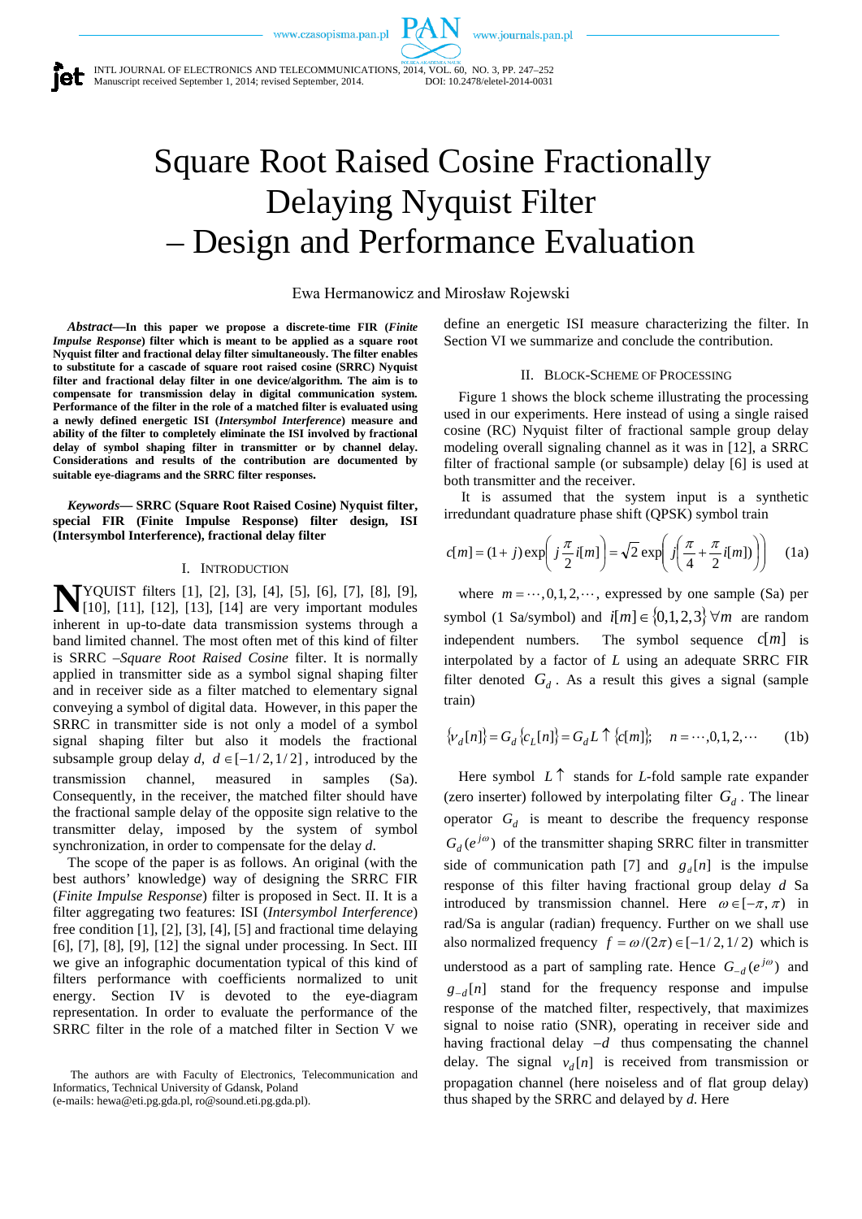# Square Root Raised Cosine Fractionally Delaying Nyquist Filter – Design and Performance Evaluation

Ewa Hermanowicz and Mirosław Rojewski

***Abstract*—In this paper we propose a discrete-time FIR (*Finite Impulse Response*) filter which is meant to be applied as a square root Nyquist filter and fractional delay filter simultaneously. The filter enables to substitute for a cascade of square root raised cosine (SRRC) Nyquist filter and fractional delay filter in one device/algorithm. The aim is to compensate for transmission delay in digital communication system. Performance of the filter in the role of a matched filter is evaluated using a newly defined energetic ISI (*Intersymbol Interference*) measure and ability of the filter to completely eliminate the ISI involved by fractional delay of symbol shaping filter in transmitter or by channel delay. Considerations and results of the contribution are documented by suitable eye-diagrams and the SRRC filter responses.**

***Keywords*— SRRC (Square Root Raised Cosine) Nyquist filter, special FIR (Finite Impulse Response) filter design, ISI (Intersymbol Interference), fractional delay filter**

## I. Introduction

NYQUIST filters [1], [2], [3], [4], [5], [6], [7], [8], [9], [10], [11], [12], [13], [14] are very important modules inherent in up-to-date data transmission systems through a band limited channel. The most often met of this kind of filter is SRRC –*Square Root Raised Cosine* filter. It is normally applied in transmitter side as a symbol signal shaping filter and in receiver side as a filter matched to elementary signal conveying a symbol of digital data. However, in this paper the SRRC in transmitter side is not only a model of a symbol signal shaping filter but also it models the fractional subsample group delay $d$, $d \in [-1/2, 1/2]$, introduced by the transmission channel, measured in samples (Sa). Consequently, in the receiver, the matched filter should have the fractional sample delay of the opposite sign relative to the transmitter delay, imposed by the system of symbol synchronization, in order to compensate for the delay $d$.

The scope of the paper is as follows. An original (with the best authors' knowledge) way of designing the SRRC FIR (*Finite Impulse Response*) filter is proposed in Sect. II. It is a filter aggregating two features: ISI (*Intersymbol Interference*) free condition [1], [2], [3], [4], [5] and fractional time delaying [6], [7], [8], [9], [12] the signal under processing. In Sect. III we give an infographic documentation typical of this kind of filters performance with coefficients normalized to unit energy. Section IV is devoted to the eye-diagram representation. In order to evaluate the performance of the SRRC filter in the role of a matched filter in Section V we define an energetic ISI measure characterizing the filter. In Section VI we summarize and conclude the contribution.

The authors are with Faculty of Electronics, Telecommunication and Informatics, Technical University of Gdansk, Poland (e-mails: hewa@eti.pg.gda.pl, ro@sound.eti.pg.gda.pl).

## II. Block-Scheme of Processing

Figure 1 shows the block scheme illustrating the processing used in our experiments. Here instead of using a single raised cosine (RC) Nyquist filter of fractional sample group delay modeling overall signaling channel as it was in [12], a SRRC filter of fractional sample (or subsample) delay [6] is used at both transmitter and the receiver.

It is assumed that the system input is a synthetic irredundant quadrature phase shift (QPSK) symbol train

$$c[m] = (1 + j)\exp\left(j\frac{\pi}{2}i[m]\right) = \sqrt{2}\exp\left(j\left(\frac{\pi}{4} + \frac{\pi}{2}i[m]\right)\right) \qquad (1a)$$

where $m = \cdots, 0, 1, 2, \cdots$, expressed by one sample (Sa) per symbol (1 Sa/symbol) and $i[m] \in \{0, 1, 2, 3\}\ \forall m$ are random independent numbers. The symbol sequence $c[m]$ is interpolated by a factor of $L$ using an adequate SRRC FIR filter denoted $G_d$. As a result this gives a signal (sample train)

$$\{v_d[n]\} = G_d\{c_L[n]\} = G_d L\uparrow\{c[m]\}; \quad n = \cdots, 0, 1, 2, \cdots \qquad (1b)$$

Here symbol $L\uparrow$ stands for $L$-fold sample rate expander (zero inserter) followed by interpolating filter $G_d$. The linear operator $G_d$ is meant to describe the frequency response $G_d(e^{j\omega})$ of the transmitter shaping SRRC filter in transmitter side of communication path [7] and $g_d[n]$ is the impulse response of this filter having fractional group delay $d$ Sa introduced by transmission channel. Here $\omega \in [-\pi, \pi)$ in rad/Sa is angular (radian) frequency. Further on we shall use also normalized frequency $f = \omega/(2\pi) \in [-1/2, 1/2)$ which is understood as a part of sampling rate. Hence $G_{-d}(e^{j\omega})$ and $g_{-d}[n]$ stand for the frequency response and impulse response of the matched filter, respectively, that maximizes signal to noise ratio (SNR), operating in receiver side and having fractional delay $-d$ thus compensating the channel delay. The signal $v_d[n]$ is received from transmission or propagation channel (here noiseless and of flat group delay) thus shaped by the SRRC and delayed by $d$. Here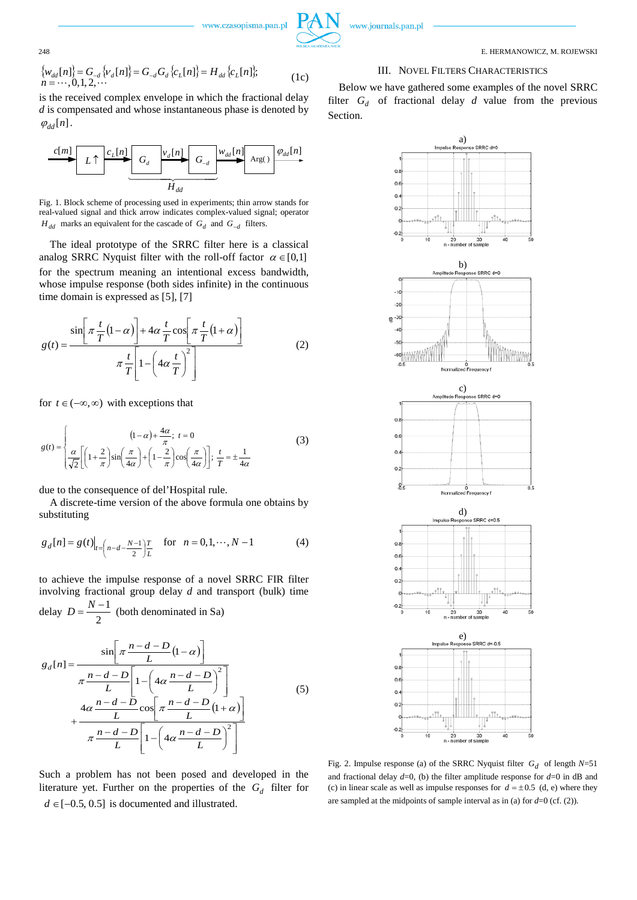$$\{w_{dd}[n]\} = G_{-d}\{v_d[n]\} = G_{-d}G_d\{c_L[n]\} = H_{dd}\{c_L[n]\};$$
$$n = \cdots, 0, 1, 2, \cdots \tag{1c}$$

is the received complex envelope in which the fractional delay $d$ is compensated and whose instantaneous phase is denoted by $\varphi_{dd}[n]$.

Fig. 1. Block scheme of processing used in experiments; thin arrow stands for real-valued signal and thick arrow indicates complex-valued signal; operator $H_{dd}$ marks an equivalent for the cascade of $G_d$ and $G_{-d}$ filters.

The ideal prototype of the SRRC filter here is a classical analog SRRC Nyquist filter with the roll-off factor $\alpha \in [0,1]$ for the spectrum meaning an intentional excess bandwidth, whose impulse response (both sides infinite) in the continuous time domain is expressed as [5], [7]

$$g(t) = \frac{\sin\left[\pi \frac{t}{T}(1-\alpha)\right] + 4\alpha \frac{t}{T}\cos\left[\pi \frac{t}{T}(1+\alpha)\right]}{\pi \frac{t}{T}\left[1 - \left(4\alpha \frac{t}{T}\right)^2\right]} \tag{2}$$

for $t \in (-\infty, \infty)$ with exceptions that

$$g(t) = \begin{cases} (1-\alpha) + \dfrac{4\alpha}{\pi}; \; t = 0 \\ \dfrac{\alpha}{\sqrt{2}}\left[\left(1+\dfrac{2}{\pi}\right)\sin\left(\dfrac{\pi}{4\alpha}\right) + \left(1-\dfrac{2}{\pi}\right)\cos\left(\dfrac{\pi}{4\alpha}\right)\right]; \; \dfrac{t}{T} = \pm\dfrac{1}{4\alpha} \end{cases} \tag{3}$$

due to the consequence of del'Hospital rule.

A discrete-time version of the above formula one obtains by substituting

$$g_d[n] = g(t)\Big|_{t=\left(n-d-\frac{N-1}{2}\right)\frac{T}{L}} \quad \text{for} \quad n = 0, 1, \cdots, N-1 \tag{4}$$

to achieve the impulse response of a novel SRRC FIR filter involving fractional group delay $d$ and transport (bulk) time delay $D = \dfrac{N-1}{2}$ (both denominated in Sa)

$$g_d[n] = \frac{\sin\left[\pi \frac{n-d-D}{L}(1-\alpha)\right]}{\pi \frac{n-d-D}{L}\left[1 - \left(4\alpha \frac{n-d-D}{L}\right)^2\right]} + \frac{4\alpha \frac{n-d-D}{L}\cos\left[\pi \frac{n-d-D}{L}(1+\alpha)\right]}{\pi \frac{n-d-D}{L}\left[1 - \left(4\alpha \frac{n-d-D}{L}\right)^2\right]} \tag{5}$$

Such a problem has not been posed and developed in the literature yet. Further on the properties of the $G_d$ filter for $d \in [-0.5, 0.5]$ is documented and illustrated.

## III. Novel Filters Characteristics

Below we have gathered some examples of the novel SRRC filter $G_d$ of fractional delay $d$ value from the previous Section.

Fig. 2. Impulse response (a) of the SRRC Nyquist filter $G_d$ of length $N$=51 and fractional delay $d$=0, (b) the filter amplitude response for $d$=0 in dB and (c) in linear scale as well as impulse responses for $d = \pm 0.5$ (d, e) where they are sampled at the midpoints of sample interval as in (a) for $d$=0 (cf. (2)).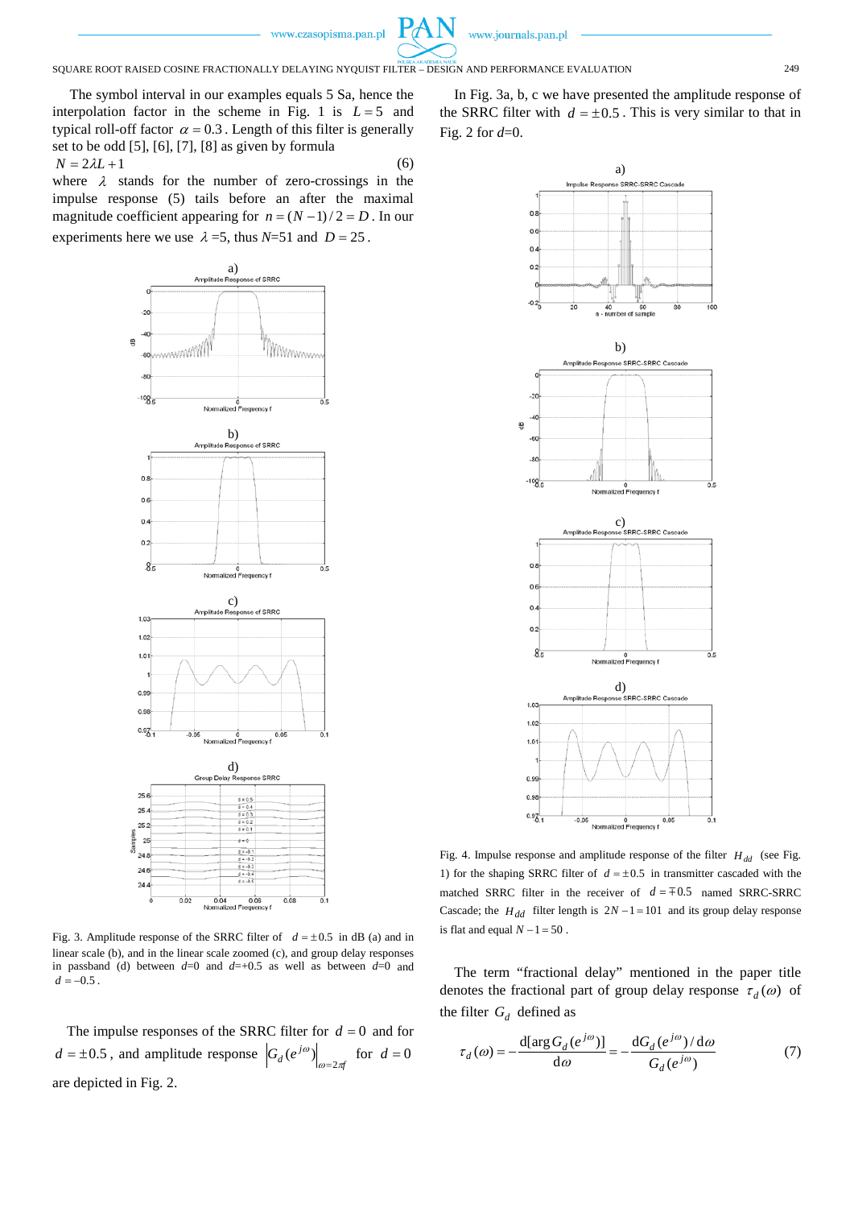The symbol interval in our examples equals 5 Sa, hence the interpolation factor in the scheme in Fig. 1 is $L = 5$ and typical roll-off factor $\alpha = 0.3$. Length of this filter is generally set to be odd [5], [6], [7], [8] as given by formula

$$N = 2\lambda L + 1 \tag{6}$$

where $\lambda$ stands for the number of zero-crossings in the impulse response (5) tails before an after the maximal magnitude coefficient appearing for $n = (N-1)/2 = D$. In our experiments here we use $\lambda$ =5, thus $N$=51 and $D = 25$.

Fig. 3. Amplitude response of the SRRC filter of $d = \pm 0.5$ in dB (a) and in linear scale (b), and in the linear scale zoomed (c), and group delay responses in passband (d) between $d$=0 and $d$=+0.5 as well as between $d$=0 and $d = -0.5$.

The impulse responses of the SRRC filter for $d = 0$ and for $d = \pm 0.5$, and amplitude response $\left|G_d(e^{j\omega})\right|_{\omega = 2\pi f}$ for $d = 0$ are depicted in Fig. 2.

In Fig. 3a, b, c we have presented the amplitude response of the SRRC filter with $d = \pm 0.5$. This is very similar to that in Fig. 2 for $d$=0.

Fig. 4. Impulse response and amplitude response of the filter $H_{dd}$ (see Fig. 1) for the shaping SRRC filter of $d = \pm 0.5$ in transmitter cascaded with the matched SRRC filter in the receiver of $d = \mp 0.5$ named SRRC-SRRC Cascade; the $H_{dd}$ filter length is $2N - 1 = 101$ and its group delay response is flat and equal $N - 1 = 50$.

The term "fractional delay" mentioned in the paper title denotes the fractional part of group delay response $\tau_d(\omega)$ of the filter $G_d$ defined as

$$\tau_d(\omega) = -\frac{\mathrm{d}[\arg G_d(e^{j\omega})]}{\mathrm{d}\omega} = -\frac{\mathrm{d}G_d(e^{j\omega})/\mathrm{d}\omega}{G_d(e^{j\omega})} \tag{7}$$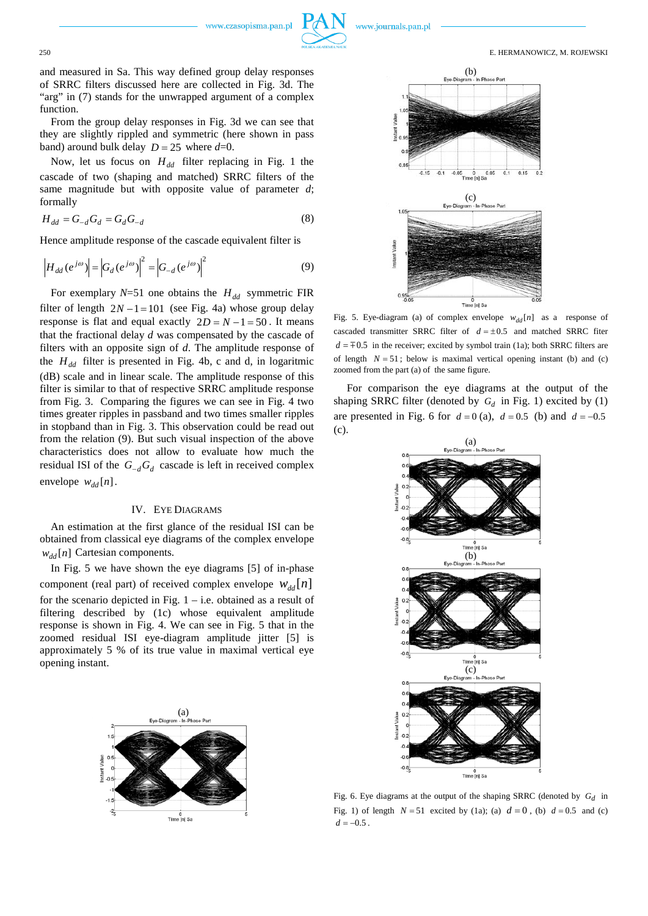and measured in Sa. This way defined group delay responses of SRRC filters discussed here are collected in Fig. 3d. The "arg" in (7) stands for the unwrapped argument of a complex function.

From the group delay responses in Fig. 3d we can see that they are slightly rippled and symmetric (here shown in pass band) around bulk delay $D = 25$ where $d$=0.

Now, let us focus on $H_{dd}$ filter replacing in Fig. 1 the cascade of two (shaping and matched) SRRC filters of the same magnitude but with opposite value of parameter $d$; formally

$$H_{dd} = G_{-d}G_d = G_dG_{-d} \tag{8}$$

Hence amplitude response of the cascade equivalent filter is

$$\left|H_{dd}(e^{j\omega})\right| = \left|G_d(e^{j\omega})\right|^2 = \left|G_{-d}(e^{j\omega})\right|^2 \tag{9}$$

For exemplary $N$=51 one obtains the $H_{dd}$ symmetric FIR filter of length $2N-1=101$ (see Fig. 4a) whose group delay response is flat and equal exactly $2D = N-1 = 50$. It means that the fractional delay $d$ was compensated by the cascade of filters with an opposite sign of $d$. The amplitude response of the $H_{dd}$ filter is presented in Fig. 4b, c and d, in logaritmic (dB) scale and in linear scale. The amplitude response of this filter is similar to that of respective SRRC amplitude response from Fig. 3. Comparing the figures we can see in Fig. 4 two times greater ripples in passband and two times smaller ripples in stopband than in Fig. 3. This observation could be read out from the relation (9). But such visual inspection of the above characteristics does not allow to evaluate how much the residual ISI of the $G_{-d}G_d$ cascade is left in received complex envelope $w_{dd}[n]$.

## IV. Eye Diagrams

An estimation at the first glance of the residual ISI can be obtained from classical eye diagrams of the complex envelope $w_{dd}[n]$ Cartesian components.

In Fig. 5 we have shown the eye diagrams [5] of in-phase component (real part) of received complex envelope $w_{dd}[n]$ for the scenario depicted in Fig. 1 – i.e. obtained as a result of filtering described by (1c) whose equivalent amplitude response is shown in Fig. 4. We can see in Fig. 5 that in the zoomed residual ISI eye-diagram amplitude jitter [5] is approximately 5 % of its true value in maximal vertical eye opening instant.

Fig. 5. Eye-diagram (a) of complex envelope $w_{dd}[n]$ as a response of cascaded transmitter SRRC filter of $d = \pm 0.5$ and matched SRRC fiter $d = \mp 0.5$ in the receiver; excited by symbol train (1a); both SRRC filters are of length $N = 51$; below is maximal vertical opening instant (b) and (c) zoomed from the part (a) of the same figure.

For comparison the eye diagrams at the output of the shaping SRRC filter (denoted by $G_d$ in Fig. 1) excited by (1) are presented in Fig. 6 for $d = 0$ (a), $d = 0.5$ (b) and $d = -0.5$ (c).

Fig. 6. Eye diagrams at the output of the shaping SRRC (denoted by $G_d$ in Fig. 1) of length $N = 51$ excited by (1a); (a) $d = 0$, (b) $d = 0.5$ and (c) $d = -0.5$.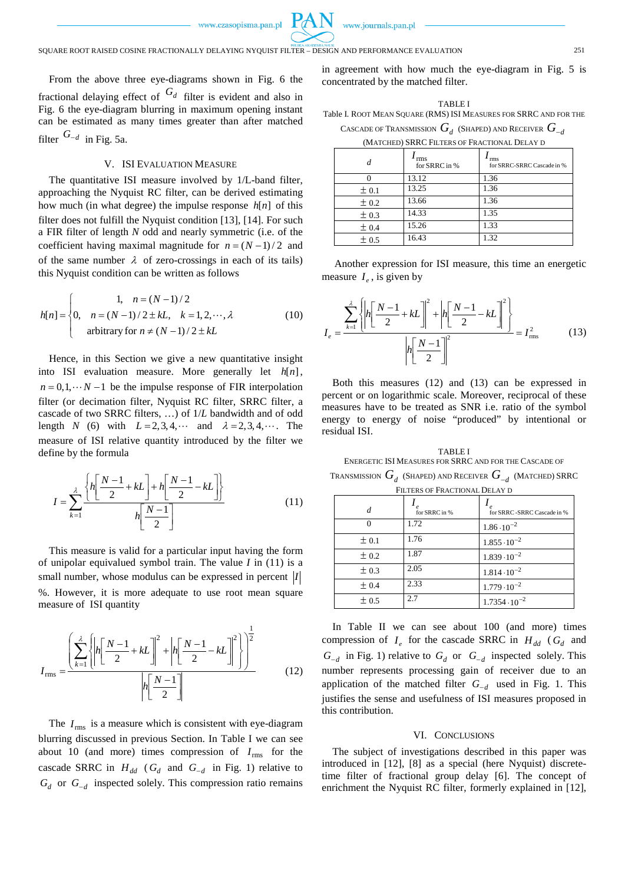From the above three eye-diagrams shown in Fig. 6 the fractional delaying effect of $G_d$ filter is evident and also in Fig. 6 the eye-diagram blurring in maximum opening instant can be estimated as many times greater than after matched filter $G_{-d}$ in Fig. 5a.

## V. ISI Evaluation Measure

The quantitative ISI measure involved by 1/L-band filter, approaching the Nyquist RC filter, can be derived estimating how much (in what degree) the impulse response $h[n]$ of this filter does not fulfill the Nyquist condition [13], [14]. For such a FIR filter of length $N$ odd and nearly symmetric (i.e. of the coefficient having maximal magnitude for $n=(N-1)/2$ and of the same number $\lambda$ of zero-crossings in each of its tails) this Nyquist condition can be written as follows

$$h[n]=\begin{cases} 1, & n=(N-1)/2 \\ 0, & n=(N-1)/2 \pm kL, \quad k=1,2,\cdots,\lambda \\ \text{arbitrary for } n \neq (N-1)/2 \pm kL \end{cases} \tag{10}$$

Hence, in this Section we give a new quantitative insight into ISI evaluation measure. More generally let $h[n]$, $n=0,1,\cdots N-1$ be the impulse response of FIR interpolation filter (or decimation filter, Nyquist RC filter, SRRC filter, a cascade of two SRRC filters, …) of 1/L bandwidth and of odd length $N$ (6) with $L=2,3,4,\cdots$ and $\lambda=2,3,4,\cdots$. The measure of ISI relative quantity introduced by the filter we define by the formula

$$I=\sum_{k=1}^{\lambda}\frac{\left\{h\left[\frac{N-1}{2}+kL\right]+h\left[\frac{N-1}{2}-kL\right]\right\}}{h\left[\frac{N-1}{2}\right]} \tag{11}$$

This measure is valid for a particular input having the form of unipolar equivalued symbol train. The value $I$ in (11) is a small number, whose modulus can be expressed in percent $|I|$ %. However, it is more adequate to use root mean square measure of ISI quantity

$$I_{\text{rms}}=\frac{\left(\sum_{k=1}^{\lambda}\left\{\left|h\left[\frac{N-1}{2}+kL\right]\right|^2+\left|h\left[\frac{N-1}{2}-kL\right]\right|^2\right\}\right)^{\frac{1}{2}}}{\left|h\left[\frac{N-1}{2}\right]\right|} \tag{12}$$

The $I_{\text{rms}}$ is a measure which is consistent with eye-diagram blurring discussed in previous Section. In Table I we can see about 10 (and more) times compression of $I_{\text{rms}}$ for the cascade SRRC in $H_{dd}$ ($G_d$ and $G_{-d}$ in Fig. 1) relative to $G_d$ or $G_{-d}$ inspected solely. This compression ratio remains in agreement with how much the eye-diagram in Fig. 5 is concentrated by the matched filter.

TABLE I
Table I. Root Mean Square (RMS) ISI Measures for SRRC and for the Cascade of Transmission $G_d$ (Shaped) and Receiver $G_{-d}$ (Matched) SRRC Filters of Fractional Delay d

| $d$ | $I_{\text{rms}}$ for SRRC in % | $I_{\text{rms}}$ for SRRC-SRRC Cascade in % |
|---|---|---|
| 0 | 13.12 | 1.36 |
| ± 0.1 | 13.25 | 1.36 |
| ± 0.2 | 13.66 | 1.36 |
| ± 0.3 | 14.33 | 1.35 |
| ± 0.4 | 15.26 | 1.33 |
| ± 0.5 | 16.43 | 1.32 |

Another expression for ISI measure, this time an energetic measure $I_e$, is given by

$$I_e=\frac{\sum_{k=1}^{\lambda}\left\{\left|h\left[\frac{N-1}{2}+kL\right]\right|^2+\left|h\left[\frac{N-1}{2}-kL\right]\right|^2\right\}}{\left|h\left[\frac{N-1}{2}\right]\right|^2}=I_{\text{rms}}^2 \tag{13}$$

Both this measures (12) and (13) can be expressed in percent or on logarithmic scale. Moreover, reciprocal of these measures have to be treated as SNR i.e. ratio of the symbol energy to energy of noise "produced" by intentional or residual ISI.

TABLE I
Energetic ISI Measures for SRRC and for the Cascade of Transmission $G_d$ (Shaped) and Receiver $G_{-d}$ (Matched) SRRC Filters of Fractional Delay d

| $d$ | $I_e$ for SRRC in % | $I_e$ for SRRC-SRRC Cascade in % |
|---|---|---|
| 0 | 1.72 | $1.86\cdot10^{-2}$ |
| ± 0.1 | 1.76 | $1.855\cdot10^{-2}$ |
| ± 0.2 | 1.87 | $1.839\cdot10^{-2}$ |
| ± 0.3 | 2.05 | $1.814\cdot10^{-2}$ |
| ± 0.4 | 2.33 | $1.779\cdot10^{-2}$ |
| ± 0.5 | 2.7 | $1.7354\cdot10^{-2}$ |

In Table II we can see about 100 (and more) times compression of $I_e$ for the cascade SRRC in $H_{dd}$ ($G_d$ and $G_{-d}$ in Fig. 1) relative to $G_d$ or $G_{-d}$ inspected solely. This number represents processing gain of receiver due to an application of the matched filter $G_{-d}$ used in Fig. 1. This justifies the sense and usefulness of ISI measures proposed in this contribution.

## VI. Conclusions

The subject of investigations described in this paper was introduced in [12], [8] as a special (here Nyquist) discrete-time filter of fractional group delay [6]. The concept of enrichment the Nyquist RC filter, formerly explained in [12],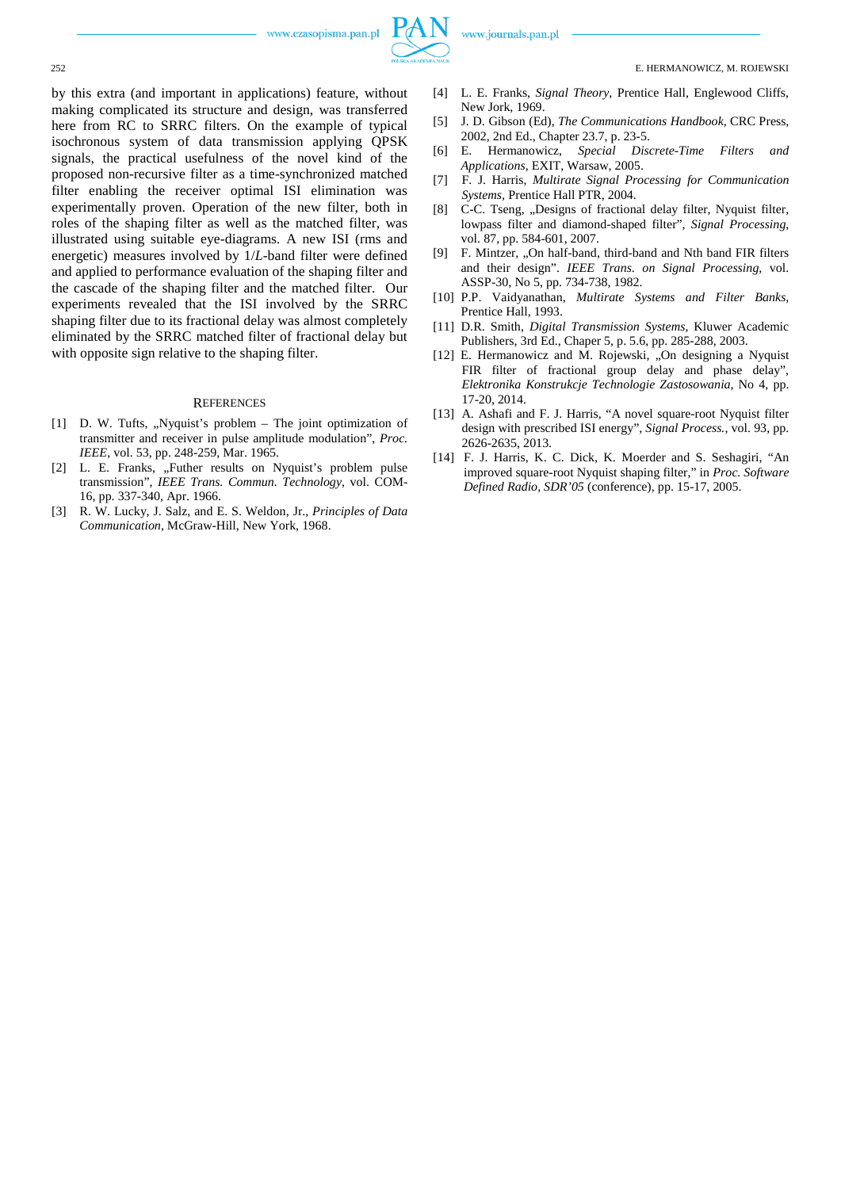by this extra (and important in applications) feature, without making complicated its structure and design, was transferred here from RC to SRRC filters. On the example of typical isochronous system of data transmission applying QPSK signals, the practical usefulness of the novel kind of the proposed non-recursive filter as a time-synchronized matched filter enabling the receiver optimal ISI elimination was experimentally proven. Operation of the new filter, both in roles of the shaping filter as well as the matched filter, was illustrated using suitable eye-diagrams. A new ISI (rms and energetic) measures involved by $1/L$-band filter were defined and applied to performance evaluation of the shaping filter and the cascade of the shaping filter and the matched filter. Our experiments revealed that the ISI involved by the SRRC shaping filter due to its fractional delay was almost completely eliminated by the SRRC matched filter of fractional delay but with opposite sign relative to the shaping filter.

## References

[1] D. W. Tufts, „Nyquist's problem – The joint optimization of transmitter and receiver in pulse amplitude modulation", *Proc. IEEE*, vol. 53, pp. 248-259, Mar. 1965.

[2] L. E. Franks, „Futher results on Nyquist's problem pulse transmission", *IEEE Trans. Commun. Technology*, vol. COM-16, pp. 337-340, Apr. 1966.

[3] R. W. Lucky, J. Salz, and E. S. Weldon, Jr., *Principles of Data Communication*, McGraw-Hill, New York, 1968.

[4] L. E. Franks, *Signal Theory*, Prentice Hall, Englewood Cliffs, New Jork, 1969.

[5] J. D. Gibson (Ed), *The Communications Handbook*, CRC Press, 2002, 2nd Ed., Chapter 23.7, p. 23-5.

[6] E. Hermanowicz, *Special Discrete-Time Filters and Applications*, EXIT, Warsaw, 2005.

[7] F. J. Harris, *Multirate Signal Processing for Communication Systems*, Prentice Hall PTR, 2004.

[8] C-C. Tseng, „Designs of fractional delay filter, Nyquist filter, lowpass filter and diamond-shaped filter", *Signal Processing*, vol. 87, pp. 584-601, 2007.

[9] F. Mintzer, „On half-band, third-band and Nth band FIR filters and their design". *IEEE Trans. on Signal Processing*, vol. ASSP-30, No 5, pp. 734-738, 1982.

[10] P.P. Vaidyanathan, *Multirate Systems and Filter Banks*, Prentice Hall, 1993.

[11] D.R. Smith, *Digital Transmission Systems*, Kluwer Academic Publishers, 3rd Ed., Chaper 5, p. 5.6, pp. 285-288, 2003.

[12] E. Hermanowicz and M. Rojewski, „On designing a Nyquist FIR filter of fractional group delay and phase delay", *Elektronika Konstrukcje Technologie Zastosowania*, No 4, pp. 17-20, 2014.

[13] A. Ashafi and F. J. Harris, "A novel square-root Nyquist filter design with prescribed ISI energy", *Signal Process.*, vol. 93, pp. 2626-2635, 2013.

[14] F. J. Harris, K. C. Dick, K. Moerder and S. Seshagiri, "An improved square-root Nyquist shaping filter," in *Proc. Software Defined Radio, SDR'05* (conference), pp. 15-17, 2005.